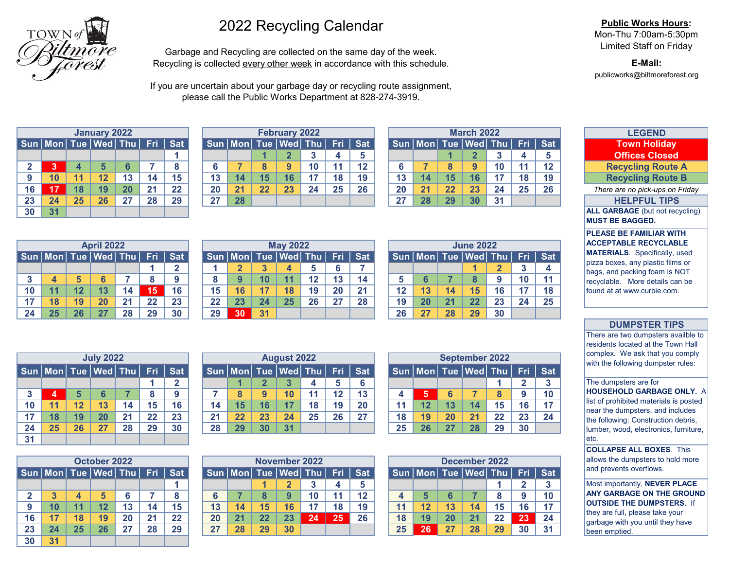TOWN of Biltmore Forest

# 2022 Recycling Calendar

Garbage and Recycling are collected on the same day of the week.
Recycling is collected every other week in accordance with this schedule.

If you are uncertain about your garbage day or recycling route assignment, please call the Public Works Department at 828-274-3919.

**Public Works Hours:**
Mon-Thu 7:00am-5:30pm
Limited Staff on Friday

**E-Mail:**
publicworks@biltmoreforest.org

### January 2022

| Sun | Mon | Tue | Wed | Thu | Fri | Sat |
|---|---|---|---|---|---|---|
| | | | | | | 1 |
| 2 | 3 | 4 | 5 | 6 | 7 | 8 |
| 9 | 10 | 11 | 12 | 13 | 14 | 15 |
| 16 | 17 | 18 | 19 | 20 | 21 | 22 |
| 23 | 24 | 25 | 26 | 27 | 28 | 29 |
| 30 | 31 | | | | | |

### February 2022

| Sun | Mon | Tue | Wed | Thu | Fri | Sat |
|---|---|---|---|---|---|---|
| | | 1 | 2 | 3 | 4 | 5 |
| 6 | 7 | 8 | 9 | 10 | 11 | 12 |
| 13 | 14 | 15 | 16 | 17 | 18 | 19 |
| 20 | 21 | 22 | 23 | 24 | 25 | 26 |
| 27 | 28 | | | | | |

### March 2022

| Sun | Mon | Tue | Wed | Thu | Fri | Sat |
|---|---|---|---|---|---|---|
| | | 1 | 2 | 3 | 4 | 5 |
| 6 | 7 | 8 | 9 | 10 | 11 | 12 |
| 13 | 14 | 15 | 16 | 17 | 18 | 19 |
| 20 | 21 | 22 | 23 | 24 | 25 | 26 |
| 27 | 28 | 29 | 30 | 31 | | |

### April 2022

| Sun | Mon | Tue | Wed | Thu | Fri | Sat |
|---|---|---|---|---|---|---|
| | | | | | 1 | 2 |
| 3 | 4 | 5 | 6 | 7 | 8 | 9 |
| 10 | 11 | 12 | 13 | 14 | 15 | 16 |
| 17 | 18 | 19 | 20 | 21 | 22 | 23 |
| 24 | 25 | 26 | 27 | 28 | 29 | 30 |

### May 2022

| Sun | Mon | Tue | Wed | Thu | Fri | Sat |
|---|---|---|---|---|---|---|
| 1 | 2 | 3 | 4 | 5 | 6 | 7 |
| 8 | 9 | 10 | 11 | 12 | 13 | 14 |
| 15 | 16 | 17 | 18 | 19 | 20 | 21 |
| 22 | 23 | 24 | 25 | 26 | 27 | 28 |
| 29 | 30 | 31 | | | | |

### June 2022

| Sun | Mon | Tue | Wed | Thu | Fri | Sat |
|---|---|---|---|---|---|---|
| | | | 1 | 2 | 3 | 4 |
| 5 | 6 | 7 | 8 | 9 | 10 | 11 |
| 12 | 13 | 14 | 15 | 16 | 17 | 18 |
| 19 | 20 | 21 | 22 | 23 | 24 | 25 |
| 26 | 27 | 28 | 29 | 30 | | |

### July 2022

| Sun | Mon | Tue | Wed | Thu | Fri | Sat |
|---|---|---|---|---|---|---|
| | | | | | 1 | 2 |
| 3 | 4 | 5 | 6 | 7 | 8 | 9 |
| 10 | 11 | 12 | 13 | 14 | 15 | 16 |
| 17 | 18 | 19 | 20 | 21 | 22 | 23 |
| 24 | 25 | 26 | 27 | 28 | 29 | 30 |
| 31 | | | | | | |

### August 2022

| Sun | Mon | Tue | Wed | Thu | Fri | Sat |
|---|---|---|---|---|---|---|
| | 1 | 2 | 3 | 4 | 5 | 6 |
| 7 | 8 | 9 | 10 | 11 | 12 | 13 |
| 14 | 15 | 16 | 17 | 18 | 19 | 20 |
| 21 | 22 | 23 | 24 | 25 | 26 | 27 |
| 28 | 29 | 30 | 31 | | | |

### September 2022

| Sun | Mon | Tue | Wed | Thu | Fri | Sat |
|---|---|---|---|---|---|---|
| | | | | 1 | 2 | 3 |
| 4 | 5 | 6 | 7 | 8 | 9 | 10 |
| 11 | 12 | 13 | 14 | 15 | 16 | 17 |
| 18 | 19 | 20 | 21 | 22 | 23 | 24 |
| 25 | 26 | 27 | 28 | 29 | 30 | |

### October 2022

| Sun | Mon | Tue | Wed | Thu | Fri | Sat |
|---|---|---|---|---|---|---|
| | | | | | | 1 |
| 2 | 3 | 4 | 5 | 6 | 7 | 8 |
| 9 | 10 | 11 | 12 | 13 | 14 | 15 |
| 16 | 17 | 18 | 19 | 20 | 21 | 22 |
| 23 | 24 | 25 | 26 | 27 | 28 | 29 |
| 30 | 31 | | | | | |

### November 2022

| Sun | Mon | Tue | Wed | Thu | Fri | Sat |
|---|---|---|---|---|---|---|
| | | 1 | 2 | 3 | 4 | 5 |
| 6 | 7 | 8 | 9 | 10 | 11 | 12 |
| 13 | 14 | 15 | 16 | 17 | 18 | 19 |
| 20 | 21 | 22 | 23 | 24 | 25 | 26 |
| 27 | 28 | 29 | 30 | | | |

### December 2022

| Sun | Mon | Tue | Wed | Thu | Fri | Sat |
|---|---|---|---|---|---|---|
| | | | | 1 | 2 | 3 |
| 4 | 5 | 6 | 7 | 8 | 9 | 10 |
| 11 | 12 | 13 | 14 | 15 | 16 | 17 |
| 18 | 19 | 20 | 21 | 22 | 23 | 24 |
| 25 | 26 | 27 | 28 | 29 | 30 | 31 |

## LEGEND

- Town Holiday Offices Closed
- Recycling Route A
- Recycling Route B

*There are no pick-ups on Friday*

## HELPFUL TIPS

**ALL GARBAGE** (but not recycling) **MUST BE BAGGED.**

**PLEASE BE FAMILIAR WITH ACCEPTABLE RECYCLABLE MATERIALS**. Specifically, used pizza boxes, any plastic films or bags, and packing foam is NOT recyclable. More details can be found at at www.curbie.com.

## DUMPSTER TIPS

There are two dumpsters availble to residents located at the Town Hall complex. We ask that you comply with the following dumpster rules:

The dumpsters are for **HOUSEHOLD GARBAGE ONLY.** A list of prohibited materials is posted near the dumpsters, and includes the following: Construction debris, lumber, wood, electronics, furniture, etc.

**COLLAPSE ALL BOXES**. This allows the dumpsters to hold more and prevents overflows.

Most importantly, **NEVER PLACE ANY GARBAGE ON THE GROUND OUTSIDE THE DUMPSTERS**. If they are full, please take your garbage with you until they have been emptied.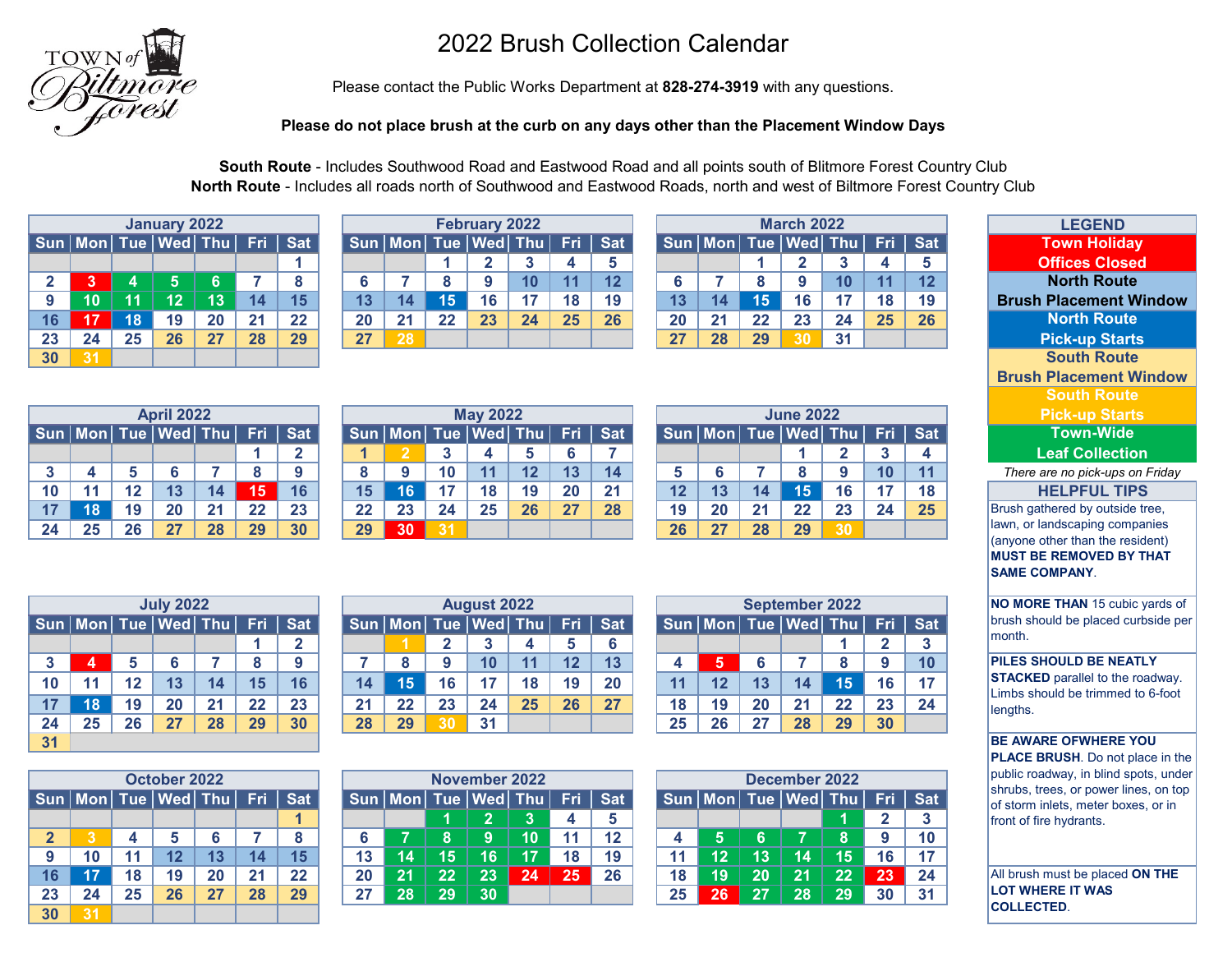# 2022 Brush Collection Calendar

Please contact the Public Works Department at **828-274-3919** with any questions.

**Please do not place brush at the curb on any days other than the Placement Window Days**

**South Route** - Includes Southwood Road and Eastwood Road and all points south of Biltmore Forest Country Club
**North Route** - Includes all roads north of Southwood and Eastwood Roads, north and west of Biltmore Forest Country Club

### January 2022

| Sun | Mon | Tue | Wed | Thu | Fri | Sat |
|---|---|---|---|---|---|---|
| | | | | | | 1 |
| 2 | 3 | 4 | 5 | 6 | 7 | 8 |
| 9 | 10 | 11 | 12 | 13 | 14 | 15 |
| 16 | 17 | 18 | 19 | 20 | 21 | 22 |
| 23 | 24 | 25 | 26 | 27 | 28 | 29 |
| 30 | 31 | | | | | |

### February 2022

| Sun | Mon | Tue | Wed | Thu | Fri | Sat |
|---|---|---|---|---|---|---|
| | | 1 | 2 | 3 | 4 | 5 |
| 6 | 7 | 8 | 9 | 10 | 11 | 12 |
| 13 | 14 | 15 | 16 | 17 | 18 | 19 |
| 20 | 21 | 22 | 23 | 24 | 25 | 26 |
| 27 | 28 | | | | | |

### March 2022

| Sun | Mon | Tue | Wed | Thu | Fri | Sat |
|---|---|---|---|---|---|---|
| | | 1 | 2 | 3 | 4 | 5 |
| 6 | 7 | 8 | 9 | 10 | 11 | 12 |
| 13 | 14 | 15 | 16 | 17 | 18 | 19 |
| 20 | 21 | 22 | 23 | 24 | 25 | 26 |
| 27 | 28 | 29 | 30 | 31 | | |

### April 2022

| Sun | Mon | Tue | Wed | Thu | Fri | Sat |
|---|---|---|---|---|---|---|
| | | | | | 1 | 2 |
| 3 | 4 | 5 | 6 | 7 | 8 | 9 |
| 10 | 11 | 12 | 13 | 14 | 15 | 16 |
| 17 | 18 | 19 | 20 | 21 | 22 | 23 |
| 24 | 25 | 26 | 27 | 28 | 29 | 30 |

### May 2022

| Sun | Mon | Tue | Wed | Thu | Fri | Sat |
|---|---|---|---|---|---|---|
| 1 | 2 | 3 | 4 | 5 | 6 | 7 |
| 8 | 9 | 10 | 11 | 12 | 13 | 14 |
| 15 | 16 | 17 | 18 | 19 | 20 | 21 |
| 22 | 23 | 24 | 25 | 26 | 27 | 28 |
| 29 | 30 | 31 | | | | |

### June 2022

| Sun | Mon | Tue | Wed | Thu | Fri | Sat |
|---|---|---|---|---|---|---|
| | | | 1 | 2 | 3 | 4 |
| 5 | 6 | 7 | 8 | 9 | 10 | 11 |
| 12 | 13 | 14 | 15 | 16 | 17 | 18 |
| 19 | 20 | 21 | 22 | 23 | 24 | 25 |
| 26 | 27 | 28 | 29 | 30 | | |

### July 2022

| Sun | Mon | Tue | Wed | Thu | Fri | Sat |
|---|---|---|---|---|---|---|
| | | | | | 1 | 2 |
| 3 | 4 | 5 | 6 | 7 | 8 | 9 |
| 10 | 11 | 12 | 13 | 14 | 15 | 16 |
| 17 | 18 | 19 | 20 | 21 | 22 | 23 |
| 24 | 25 | 26 | 27 | 28 | 29 | 30 |
| 31 | | | | | | |

### August 2022

| Sun | Mon | Tue | Wed | Thu | Fri | Sat |
|---|---|---|---|---|---|---|
| | 1 | 2 | 3 | 4 | 5 | 6 |
| 7 | 8 | 9 | 10 | 11 | 12 | 13 |
| 14 | 15 | 16 | 17 | 18 | 19 | 20 |
| 21 | 22 | 23 | 24 | 25 | 26 | 27 |
| 28 | 29 | 30 | 31 | | | |

### September 2022

| Sun | Mon | Tue | Wed | Thu | Fri | Sat |
|---|---|---|---|---|---|---|
| | | | | 1 | 2 | 3 |
| 4 | 5 | 6 | 7 | 8 | 9 | 10 |
| 11 | 12 | 13 | 14 | 15 | 16 | 17 |
| 18 | 19 | 20 | 21 | 22 | 23 | 24 |
| 25 | 26 | 27 | 28 | 29 | 30 | |

### October 2022

| Sun | Mon | Tue | Wed | Thu | Fri | Sat |
|---|---|---|---|---|---|---|
| | | | | | | 1 |
| 2 | 3 | 4 | 5 | 6 | 7 | 8 |
| 9 | 10 | 11 | 12 | 13 | 14 | 15 |
| 16 | 17 | 18 | 19 | 20 | 21 | 22 |
| 23 | 24 | 25 | 26 | 27 | 28 | 29 |
| 30 | 31 | | | | | |

### November 2022

| Sun | Mon | Tue | Wed | Thu | Fri | Sat |
|---|---|---|---|---|---|---|
| | | 1 | 2 | 3 | 4 | 5 |
| 6 | 7 | 8 | 9 | 10 | 11 | 12 |
| 13 | 14 | 15 | 16 | 17 | 18 | 19 |
| 20 | 21 | 22 | 23 | 24 | 25 | 26 |
| 27 | 28 | 29 | 30 | | | |

### December 2022

| Sun | Mon | Tue | Wed | Thu | Fri | Sat |
|---|---|---|---|---|---|---|
| | | | | 1 | 2 | 3 |
| 4 | 5 | 6 | 7 | 8 | 9 | 10 |
| 11 | 12 | 13 | 14 | 15 | 16 | 17 |
| 18 | 19 | 20 | 21 | 22 | 23 | 24 |
| 25 | 26 | 27 | 28 | 29 | 30 | 31 |

### LEGEND

- Town Holiday Offices Closed
- North Route Brush Placement Window
- North Route Pick-up Starts
- South Route Brush Placement Window
- South Route Pick-up Starts
- Town-Wide Leaf Collection

*There are no pick-ups on Friday*

### HELPFUL TIPS

Brush gathered by outside tree, lawn, or landscaping companies (anyone other than the resident) **MUST BE REMOVED BY THAT SAME COMPANY**.

**NO MORE THAN** 15 cubic yards of brush should be placed curbside per month.

**PILES SHOULD BE NEATLY STACKED** parallel to the roadway. Limbs should be trimmed to 6-foot lengths.

**BE AWARE OFWHERE YOU PLACE BRUSH**. Do not place in the public roadway, in blind spots, under shrubs, trees, or power lines, on top of storm inlets, meter boxes, or in front of fire hydrants.

All brush must be placed **ON THE LOT WHERE IT WAS COLLECTED**.